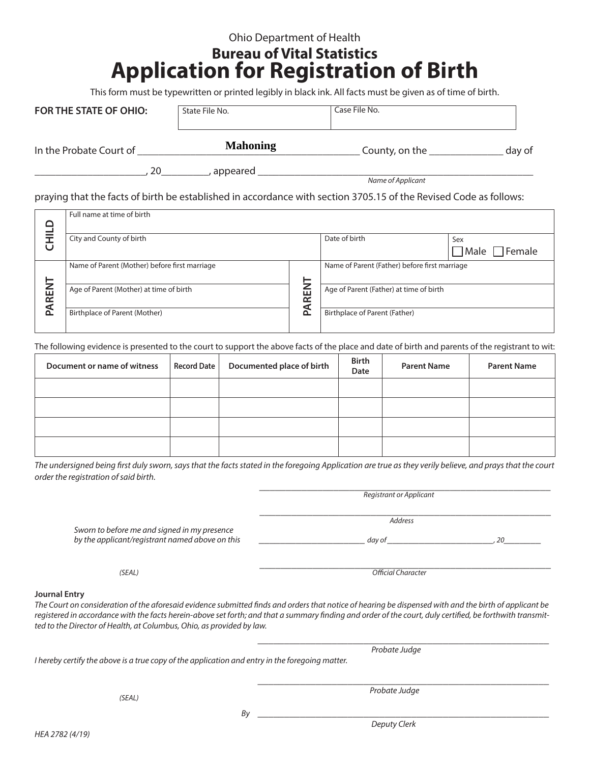Ohio Department of Health

## Bureau of Vital Statistics

# Application for Registration of Birth

This form must be typewritten or printed legibly in black ink. All facts must be given as of time of birth.

**FOR THE STATE OF OHIO:**

| State File No. | Case File No. |
|---|---|
| | |

In the Probate Court of **Mahoning** County, on the ______________ day of ____________________, 20_________, appeared ________________________________________________

*Name of Applicant*

praying that the facts of birth be established in accordance with section 3705.15 of the Revised Code as follows:

| | | | |
|---|---|---|---|
| **CHILD** | Full name at time of birth | | |
| | City and County of birth | Date of birth | Sex ☐ Male ☐ Female |

| | | | |
|---|---|---|---|
| **PARENT** | Name of Parent (Mother) before first marriage | **PARENT** | Name of Parent (Father) before first marriage |
| | Age of Parent (Mother) at time of birth | | Age of Parent (Father) at time of birth |
| | Birthplace of Parent (Mother) | | Birthplace of Parent (Father) |

The following evidence is presented to the court to support the above facts of the place and date of birth and parents of the registrant to wit:

| Document or name of witness | Record Date | Documented place of birth | Birth Date | Parent Name | Parent Name |
|---|---|---|---|---|---|
| | | | | | |
| | | | | | |
| | | | | | |
| | | | | | |

*The undersigned being first duly sworn, says that the facts stated in the foregoing Application are true as they verily believe, and prays that the court order the registration of said birth.*

______________________________________________
*Registrant or Applicant*

______________________________________________
*Address*

*Sworn to before me and signed in my presence by the applicant/registrant named above on this* ________________ *day of* ____________________, *20*_________

*(SEAL)*

______________________________________________
*Official Character*

**Journal Entry**

*The Court on consideration of the aforesaid evidence submitted finds and orders that notice of hearing be dispensed with and the birth of applicant be registered in accordance with the facts herein-above set forth; and that a summary finding and order of the court, duly certified, be forthwith transmitted to the Director of Health, at Columbus, Ohio, as provided by law.*

______________________________________________
*Probate Judge*

*I hereby certify the above is a true copy of the application and entry in the foregoing matter.*

______________________________________________
*Probate Judge*

*(SEAL)*

*By* ______________________________________________
*Deputy Clerk*

*HEA 2782 (4/19)*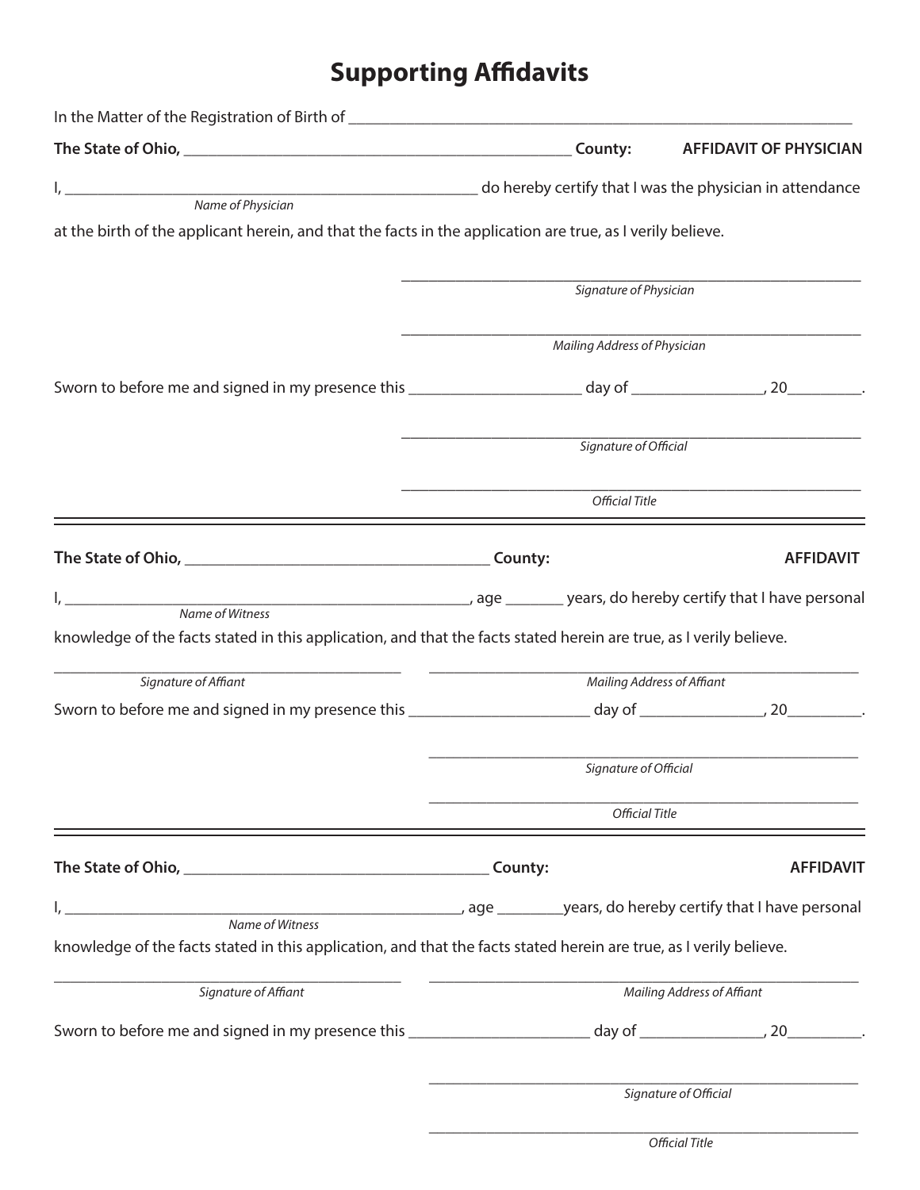# Supporting Affidavits

In the Matter of the Registration of Birth of ______________________________________________________________

**The State of Ohio,** ________________________________________________ **County:** **AFFIDAVIT OF PHYSICIAN**

I, __________________________________________________ do hereby certify that I was the physician in attendance
*Name of Physician*

at the birth of the applicant herein, and that the facts in the application are true, as I verily believe.

_________________________________________________________
*Signature of Physician*

_________________________________________________________
*Mailing Address of Physician*

Sworn to before me and signed in my presence this ____________________ day of _______________, 20_________.

_________________________________________________________
*Signature of Official*

_________________________________________________________
*Official Title*

---

**The State of Ohio,** _____________________________________ **County:** **AFFIDAVIT**

I, __________________________________________________, age _______ years, do hereby certify that I have personal
*Name of Witness*

knowledge of the facts stated in this application, and that the facts stated herein are true, as I verily believe.

___________________________________________ _____________________________________________________
*Signature of Affiant* *Mailing Address of Affiant*

Sworn to before me and signed in my presence this _____________________ day of _______________, 20_________.

_________________________________________________________
*Signature of Official*

_________________________________________________________
*Official Title*

---

**The State of Ohio,** _____________________________________ **County:** **AFFIDAVIT**

I, __________________________________________________, age ________years, do hereby certify that I have personal
*Name of Witness*

knowledge of the facts stated in this application, and that the facts stated herein are true, as I verily believe.

___________________________________________ _____________________________________________________
*Signature of Affiant* *Mailing Address of Affiant*

Sworn to before me and signed in my presence this _____________________ day of _______________, 20_________.

_________________________________________________________
*Signature of Official*

_________________________________________________________
*Official Title*